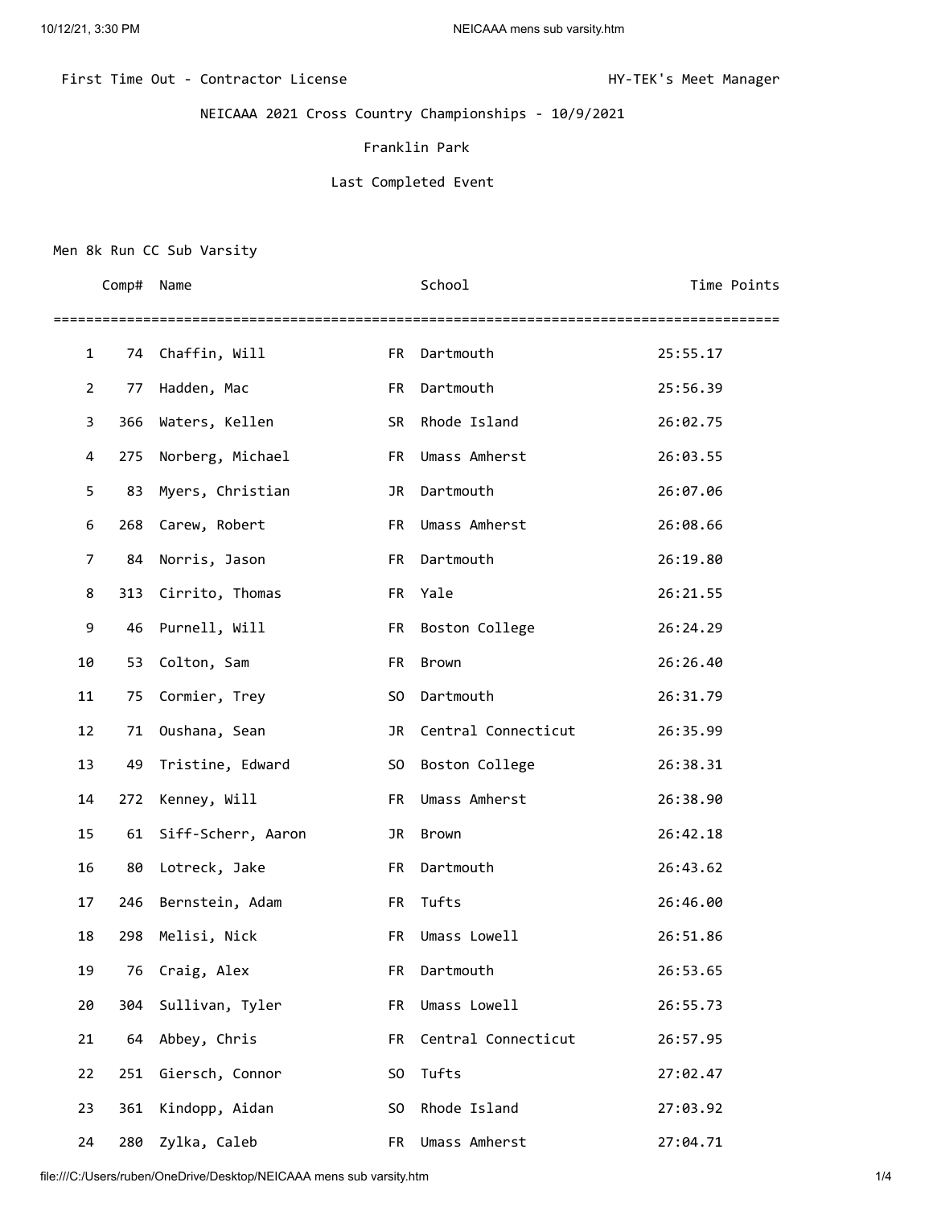First Time Out - Contractor License                                        HY-TEK's Meet Manager

# NEICAAA 2021 Cross Country Championships - 10/9/2021

Franklin Park

Last Completed Event

## Men 8k Run CC Sub Varsity

| | Comp# | Name | | School | Time | Points |
|---|---|---|---|---|---|---|
| 1 | 74 | Chaffin, Will | FR | Dartmouth | 25:55.17 | |
| 2 | 77 | Hadden, Mac | FR | Dartmouth | 25:56.39 | |
| 3 | 366 | Waters, Kellen | SR | Rhode Island | 26:02.75 | |
| 4 | 275 | Norberg, Michael | FR | Umass Amherst | 26:03.55 | |
| 5 | 83 | Myers, Christian | JR | Dartmouth | 26:07.06 | |
| 6 | 268 | Carew, Robert | FR | Umass Amherst | 26:08.66 | |
| 7 | 84 | Norris, Jason | FR | Dartmouth | 26:19.80 | |
| 8 | 313 | Cirrito, Thomas | FR | Yale | 26:21.55 | |
| 9 | 46 | Purnell, Will | FR | Boston College | 26:24.29 | |
| 10 | 53 | Colton, Sam | FR | Brown | 26:26.40 | |
| 11 | 75 | Cormier, Trey | SO | Dartmouth | 26:31.79 | |
| 12 | 71 | Oushana, Sean | JR | Central Connecticut | 26:35.99 | |
| 13 | 49 | Tristine, Edward | SO | Boston College | 26:38.31 | |
| 14 | 272 | Kenney, Will | FR | Umass Amherst | 26:38.90 | |
| 15 | 61 | Siff-Scherr, Aaron | JR | Brown | 26:42.18 | |
| 16 | 80 | Lotreck, Jake | FR | Dartmouth | 26:43.62 | |
| 17 | 246 | Bernstein, Adam | FR | Tufts | 26:46.00 | |
| 18 | 298 | Melisi, Nick | FR | Umass Lowell | 26:51.86 | |
| 19 | 76 | Craig, Alex | FR | Dartmouth | 26:53.65 | |
| 20 | 304 | Sullivan, Tyler | FR | Umass Lowell | 26:55.73 | |
| 21 | 64 | Abbey, Chris | FR | Central Connecticut | 26:57.95 | |
| 22 | 251 | Giersch, Connor | SO | Tufts | 27:02.47 | |
| 23 | 361 | Kindopp, Aidan | SO | Rhode Island | 27:03.92 | |
| 24 | 280 | Zylka, Caleb | FR | Umass Amherst | 27:04.71 | |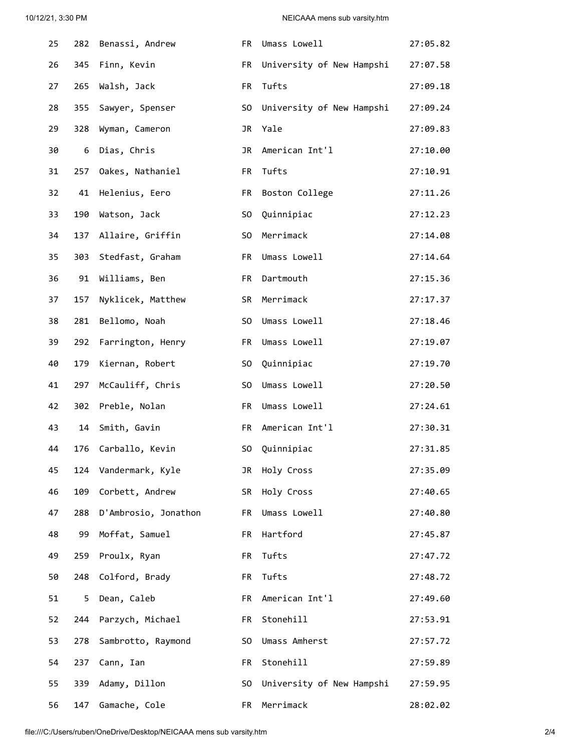| 25 | 282 | Benassi, Andrew | FR | Umass Lowell | 27:05.82 |
|---|---|---|---|---|---|
| 26 | 345 | Finn, Kevin | FR | University of New Hampshi | 27:07.58 |
| 27 | 265 | Walsh, Jack | FR | Tufts | 27:09.18 |
| 28 | 355 | Sawyer, Spenser | SO | University of New Hampshi | 27:09.24 |
| 29 | 328 | Wyman, Cameron | JR | Yale | 27:09.83 |
| 30 | 6 | Dias, Chris | JR | American Int'l | 27:10.00 |
| 31 | 257 | Oakes, Nathaniel | FR | Tufts | 27:10.91 |
| 32 | 41 | Helenius, Eero | FR | Boston College | 27:11.26 |
| 33 | 190 | Watson, Jack | SO | Quinnipiac | 27:12.23 |
| 34 | 137 | Allaire, Griffin | SO | Merrimack | 27:14.08 |
| 35 | 303 | Stedfast, Graham | FR | Umass Lowell | 27:14.64 |
| 36 | 91 | Williams, Ben | FR | Dartmouth | 27:15.36 |
| 37 | 157 | Nyklicek, Matthew | SR | Merrimack | 27:17.37 |
| 38 | 281 | Bellomo, Noah | SO | Umass Lowell | 27:18.46 |
| 39 | 292 | Farrington, Henry | FR | Umass Lowell | 27:19.07 |
| 40 | 179 | Kiernan, Robert | SO | Quinnipiac | 27:19.70 |
| 41 | 297 | McCauliff, Chris | SO | Umass Lowell | 27:20.50 |
| 42 | 302 | Preble, Nolan | FR | Umass Lowell | 27:24.61 |
| 43 | 14 | Smith, Gavin | FR | American Int'l | 27:30.31 |
| 44 | 176 | Carballo, Kevin | SO | Quinnipiac | 27:31.85 |
| 45 | 124 | Vandermark, Kyle | JR | Holy Cross | 27:35.09 |
| 46 | 109 | Corbett, Andrew | SR | Holy Cross | 27:40.65 |
| 47 | 288 | D'Ambrosio, Jonathon | FR | Umass Lowell | 27:40.80 |
| 48 | 99 | Moffat, Samuel | FR | Hartford | 27:45.87 |
| 49 | 259 | Proulx, Ryan | FR | Tufts | 27:47.72 |
| 50 | 248 | Colford, Brady | FR | Tufts | 27:48.72 |
| 51 | 5 | Dean, Caleb | FR | American Int'l | 27:49.60 |
| 52 | 244 | Parzych, Michael | FR | Stonehill | 27:53.91 |
| 53 | 278 | Sambrotto, Raymond | SO | Umass Amherst | 27:57.72 |
| 54 | 237 | Cann, Ian | FR | Stonehill | 27:59.89 |
| 55 | 339 | Adamy, Dillon | SO | University of New Hampshi | 27:59.95 |
| 56 | 147 | Gamache, Cole | FR | Merrimack | 28:02.02 |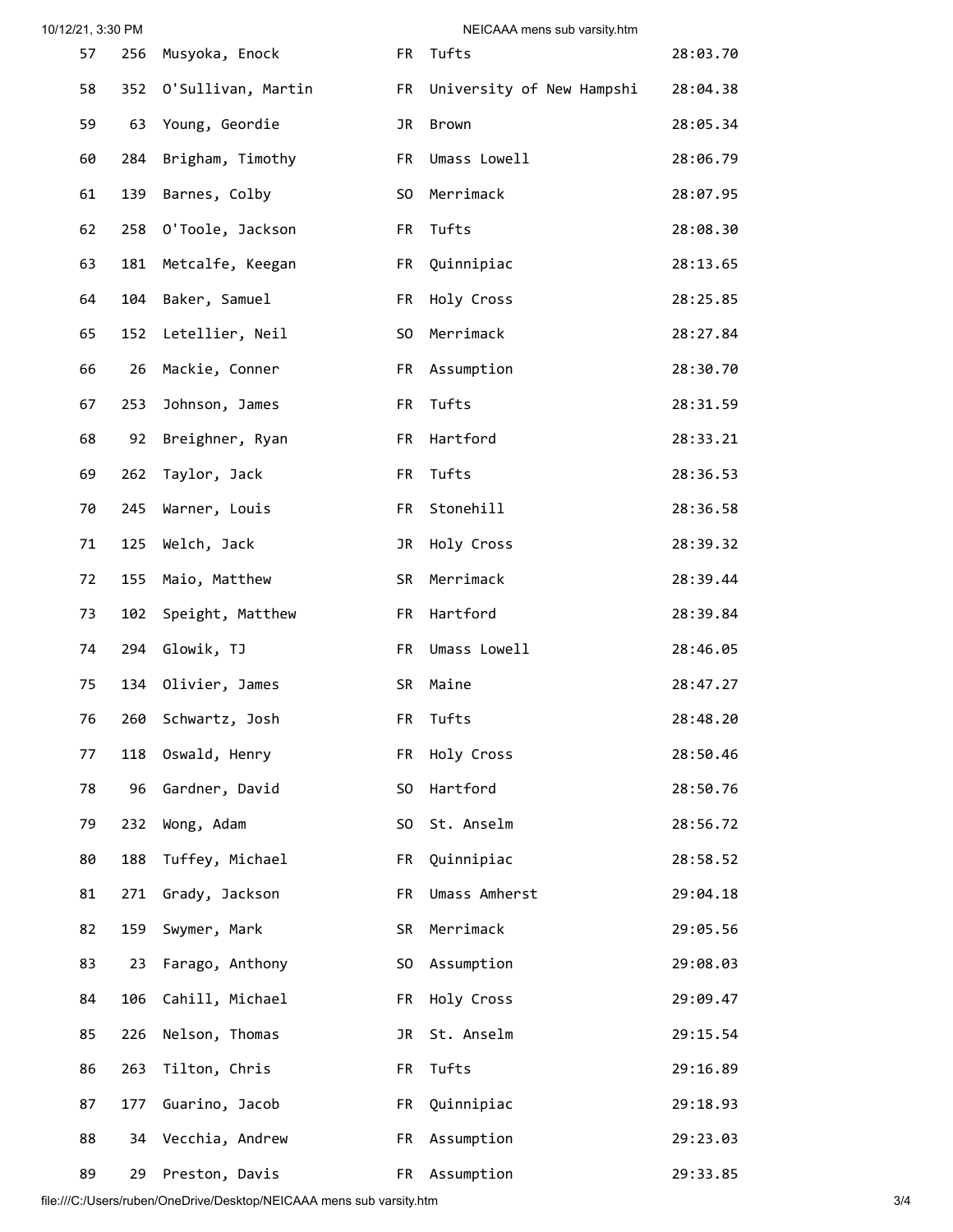| | | | | | |
|---|---|---|---|---|---|
| 57 | 256 | Musyoka, Enock | FR | Tufts | 28:03.70 |
| 58 | 352 | O'Sullivan, Martin | FR | University of New Hampshi | 28:04.38 |
| 59 | 63 | Young, Geordie | JR | Brown | 28:05.34 |
| 60 | 284 | Brigham, Timothy | FR | Umass Lowell | 28:06.79 |
| 61 | 139 | Barnes, Colby | SO | Merrimack | 28:07.95 |
| 62 | 258 | O'Toole, Jackson | FR | Tufts | 28:08.30 |
| 63 | 181 | Metcalfe, Keegan | FR | Quinnipiac | 28:13.65 |
| 64 | 104 | Baker, Samuel | FR | Holy Cross | 28:25.85 |
| 65 | 152 | Letellier, Neil | SO | Merrimack | 28:27.84 |
| 66 | 26 | Mackie, Conner | FR | Assumption | 28:30.70 |
| 67 | 253 | Johnson, James | FR | Tufts | 28:31.59 |
| 68 | 92 | Breighner, Ryan | FR | Hartford | 28:33.21 |
| 69 | 262 | Taylor, Jack | FR | Tufts | 28:36.53 |
| 70 | 245 | Warner, Louis | FR | Stonehill | 28:36.58 |
| 71 | 125 | Welch, Jack | JR | Holy Cross | 28:39.32 |
| 72 | 155 | Maio, Matthew | SR | Merrimack | 28:39.44 |
| 73 | 102 | Speight, Matthew | FR | Hartford | 28:39.84 |
| 74 | 294 | Glowik, TJ | FR | Umass Lowell | 28:46.05 |
| 75 | 134 | Olivier, James | SR | Maine | 28:47.27 |
| 76 | 260 | Schwartz, Josh | FR | Tufts | 28:48.20 |
| 77 | 118 | Oswald, Henry | FR | Holy Cross | 28:50.46 |
| 78 | 96 | Gardner, David | SO | Hartford | 28:50.76 |
| 79 | 232 | Wong, Adam | SO | St. Anselm | 28:56.72 |
| 80 | 188 | Tuffey, Michael | FR | Quinnipiac | 28:58.52 |
| 81 | 271 | Grady, Jackson | FR | Umass Amherst | 29:04.18 |
| 82 | 159 | Swymer, Mark | SR | Merrimack | 29:05.56 |
| 83 | 23 | Farago, Anthony | SO | Assumption | 29:08.03 |
| 84 | 106 | Cahill, Michael | FR | Holy Cross | 29:09.47 |
| 85 | 226 | Nelson, Thomas | JR | St. Anselm | 29:15.54 |
| 86 | 263 | Tilton, Chris | FR | Tufts | 29:16.89 |
| 87 | 177 | Guarino, Jacob | FR | Quinnipiac | 29:18.93 |
| 88 | 34 | Vecchia, Andrew | FR | Assumption | 29:23.03 |
| 89 | 29 | Preston, Davis | FR | Assumption | 29:33.85 |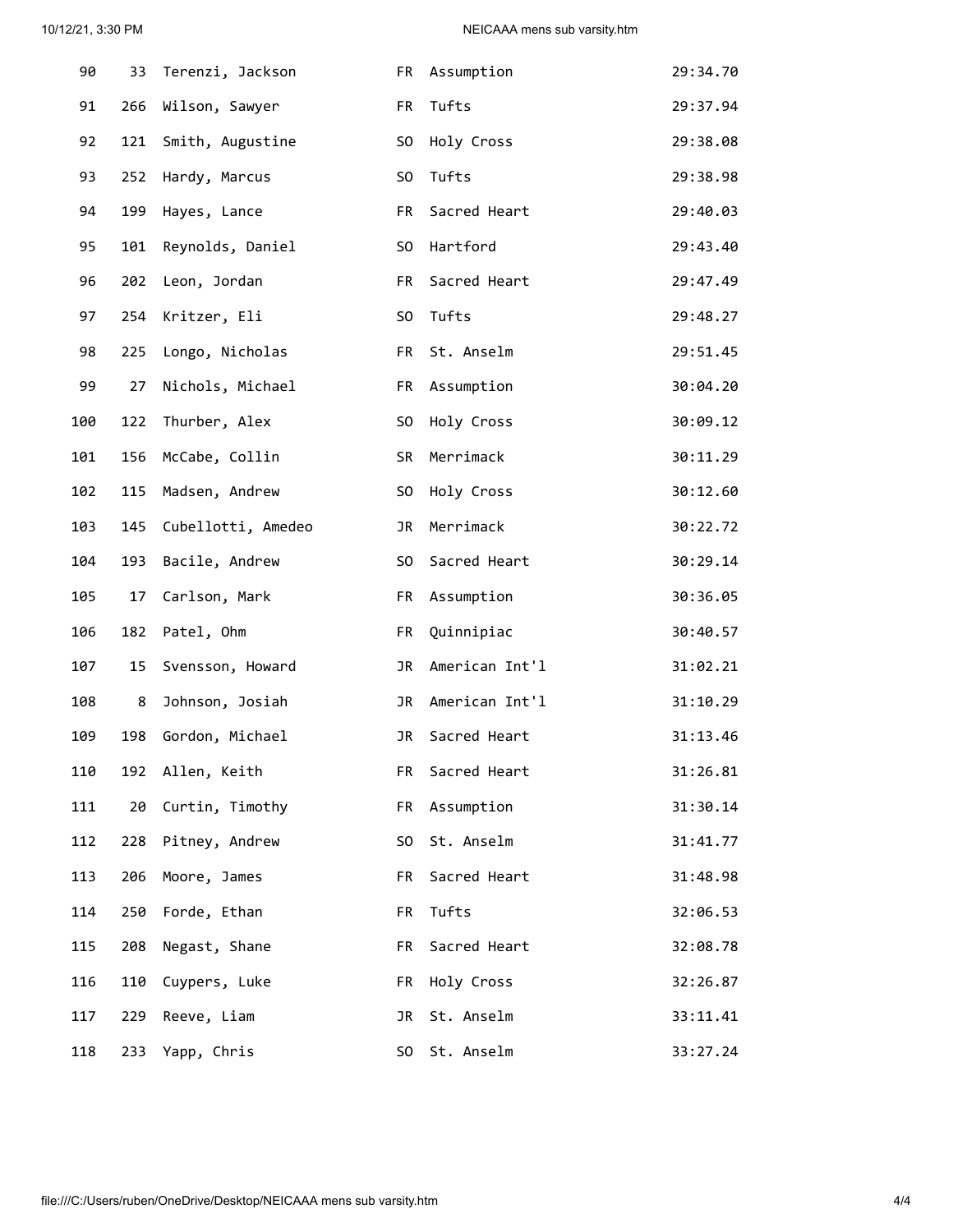| | | | | | |
|---|---|---|---|---|---|
| 90 | 33 | Terenzi, Jackson | FR | Assumption | 29:34.70 |
| 91 | 266 | Wilson, Sawyer | FR | Tufts | 29:37.94 |
| 92 | 121 | Smith, Augustine | SO | Holy Cross | 29:38.08 |
| 93 | 252 | Hardy, Marcus | SO | Tufts | 29:38.98 |
| 94 | 199 | Hayes, Lance | FR | Sacred Heart | 29:40.03 |
| 95 | 101 | Reynolds, Daniel | SO | Hartford | 29:43.40 |
| 96 | 202 | Leon, Jordan | FR | Sacred Heart | 29:47.49 |
| 97 | 254 | Kritzer, Eli | SO | Tufts | 29:48.27 |
| 98 | 225 | Longo, Nicholas | FR | St. Anselm | 29:51.45 |
| 99 | 27 | Nichols, Michael | FR | Assumption | 30:04.20 |
| 100 | 122 | Thurber, Alex | SO | Holy Cross | 30:09.12 |
| 101 | 156 | McCabe, Collin | SR | Merrimack | 30:11.29 |
| 102 | 115 | Madsen, Andrew | SO | Holy Cross | 30:12.60 |
| 103 | 145 | Cubellotti, Amedeo | JR | Merrimack | 30:22.72 |
| 104 | 193 | Bacile, Andrew | SO | Sacred Heart | 30:29.14 |
| 105 | 17 | Carlson, Mark | FR | Assumption | 30:36.05 |
| 106 | 182 | Patel, Ohm | FR | Quinnipiac | 30:40.57 |
| 107 | 15 | Svensson, Howard | JR | American Int'l | 31:02.21 |
| 108 | 8 | Johnson, Josiah | JR | American Int'l | 31:10.29 |
| 109 | 198 | Gordon, Michael | JR | Sacred Heart | 31:13.46 |
| 110 | 192 | Allen, Keith | FR | Sacred Heart | 31:26.81 |
| 111 | 20 | Curtin, Timothy | FR | Assumption | 31:30.14 |
| 112 | 228 | Pitney, Andrew | SO | St. Anselm | 31:41.77 |
| 113 | 206 | Moore, James | FR | Sacred Heart | 31:48.98 |
| 114 | 250 | Forde, Ethan | FR | Tufts | 32:06.53 |
| 115 | 208 | Negast, Shane | FR | Sacred Heart | 32:08.78 |
| 116 | 110 | Cuypers, Luke | FR | Holy Cross | 32:26.87 |
| 117 | 229 | Reeve, Liam | JR | St. Anselm | 33:11.41 |
| 118 | 233 | Yapp, Chris | SO | St. Anselm | 33:27.24 |